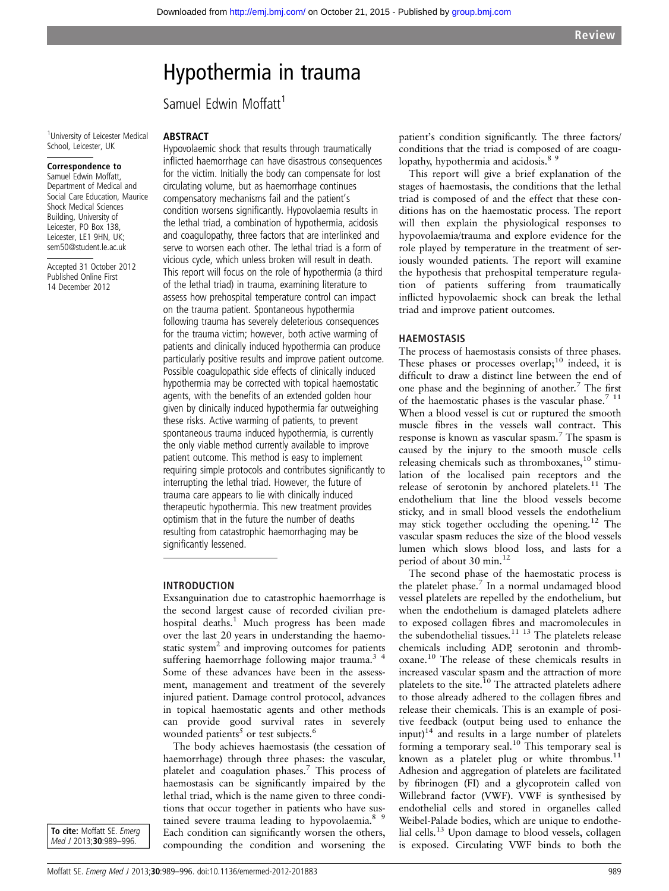# Hypothermia in trauma

Samuel Edwin Moffatt[1]

[1]University of Leicester Medical School, Leicester, UK

**Correspondence to**
Samuel Edwin Moffatt, Department of Medical and Social Care Education, Maurice Shock Medical Sciences Building, University of Leicester, PO Box 138, Leicester, LE1 9HN, UK; sem50@student.le.ac.uk

Accepted 31 October 2012
Published Online First
14 December 2012

**To cite:** Moffatt SE. *Emerg Med J* 2013;**30**:989–996.

## ABSTRACT

Hypovolaemic shock that results through traumatically inflicted haemorrhage can have disastrous consequences for the victim. Initially the body can compensate for lost circulating volume, but as haemorrhage continues compensatory mechanisms fail and the patient's condition worsens significantly. Hypovolaemia results in the lethal triad, a combination of hypothermia, acidosis and coagulopathy, three factors that are interlinked and serve to worsen each other. The lethal triad is a form of vicious cycle, which unless broken will result in death. This report will focus on the role of hypothermia (a third of the lethal triad) in trauma, examining literature to assess how prehospital temperature control can impact on the trauma patient. Spontaneous hypothermia following trauma has severely deleterious consequences for the trauma victim; however, both active warming of patients and clinically induced hypothermia can produce particularly positive results and improve patient outcome. Possible coagulopathic side effects of clinically induced hypothermia may be corrected with topical haemostatic agents, with the benefits of an extended golden hour given by clinically induced hypothermia far outweighing these risks. Active warming of patients, to prevent spontaneous trauma induced hypothermia, is currently the only viable method currently available to improve patient outcome. This method is easy to implement requiring simple protocols and contributes significantly to interrupting the lethal triad. However, the future of trauma care appears to lie with clinically induced therapeutic hypothermia. This new treatment provides optimism that in the future the number of deaths resulting from catastrophic haemorrhaging may be significantly lessened.

## INTRODUCTION

Exsanguination due to catastrophic haemorrhage is the second largest cause of recorded civilian prehospital deaths.[1] Much progress has been made over the last 20 years in understanding the haemostatic system[2] and improving outcomes for patients suffering haemorrhage following major trauma.[3 4] Some of these advances have been in the assessment, management and treatment of the severely injured patient. Damage control protocol, advances in topical haemostatic agents and other methods can provide good survival rates in severely wounded patients[5] or test subjects.[6]

The body achieves haemostasis (the cessation of haemorrhage) through three phases: the vascular, platelet and coagulation phases.[7] This process of haemostasis can be significantly impaired by the lethal triad, which is the name given to three conditions that occur together in patients who have sustained severe trauma leading to hypovolaemia.[8 9] Each condition can significantly worsen the others, compounding the condition and worsening the patient's condition significantly. The three factors/conditions that the triad is composed of are coagulopathy, hypothermia and acidosis.[8 9]

This report will give a brief explanation of the stages of haemostasis, the conditions that the lethal triad is composed of and the effect that these conditions has on the haemostatic process. The report will then explain the physiological responses to hypovolaemia/trauma and explore evidence for the role played by temperature in the treatment of seriously wounded patients. The report will examine the hypothesis that prehospital temperature regulation of patients suffering from traumatically inflicted hypovolaemic shock can break the lethal triad and improve patient outcomes.

## HAEMOSTASIS

The process of haemostasis consists of three phases. These phases or processes overlap;[10] indeed, it is difficult to draw a distinct line between the end of one phase and the beginning of another.[7] The first of the haemostatic phases is the vascular phase.[7 11] When a blood vessel is cut or ruptured the smooth muscle fibres in the vessels wall contract. This response is known as vascular spasm.[7] The spasm is caused by the injury to the smooth muscle cells releasing chemicals such as thromboxanes,[10] stimulation of the localised pain receptors and the release of serotonin by anchored platelets.[11] The endothelium that line the blood vessels become sticky, and in small blood vessels the endothelium may stick together occluding the opening.[12] The vascular spasm reduces the size of the blood vessels lumen which slows blood loss, and lasts for a period of about 30 min.[12]

The second phase of the haemostatic process is the platelet phase.[7] In a normal undamaged blood vessel platelets are repelled by the endothelium, but when the endothelium is damaged platelets adhere to exposed collagen fibres and macromolecules in the subendothelial tissues.[11 13] The platelets release chemicals including ADP, serotonin and thromboxane.[10] The release of these chemicals results in increased vascular spasm and the attraction of more platelets to the site.[10] The attracted platelets adhere to those already adhered to the collagen fibres and release their chemicals. This is an example of positive feedback (output being used to enhance the input)[14] and results in a large number of platelets forming a temporary seal.[10] This temporary seal is known as a platelet plug or white thrombus.[11] Adhesion and aggregation of platelets are facilitated by fibrinogen (FI) and a glycoprotein called von Willebrand factor (VWF). VWF is synthesised by endothelial cells and stored in organelles called Weibel-Palade bodies, which are unique to endothelial cells.[13] Upon damage to blood vessels, collagen is exposed. Circulating VWF binds to both the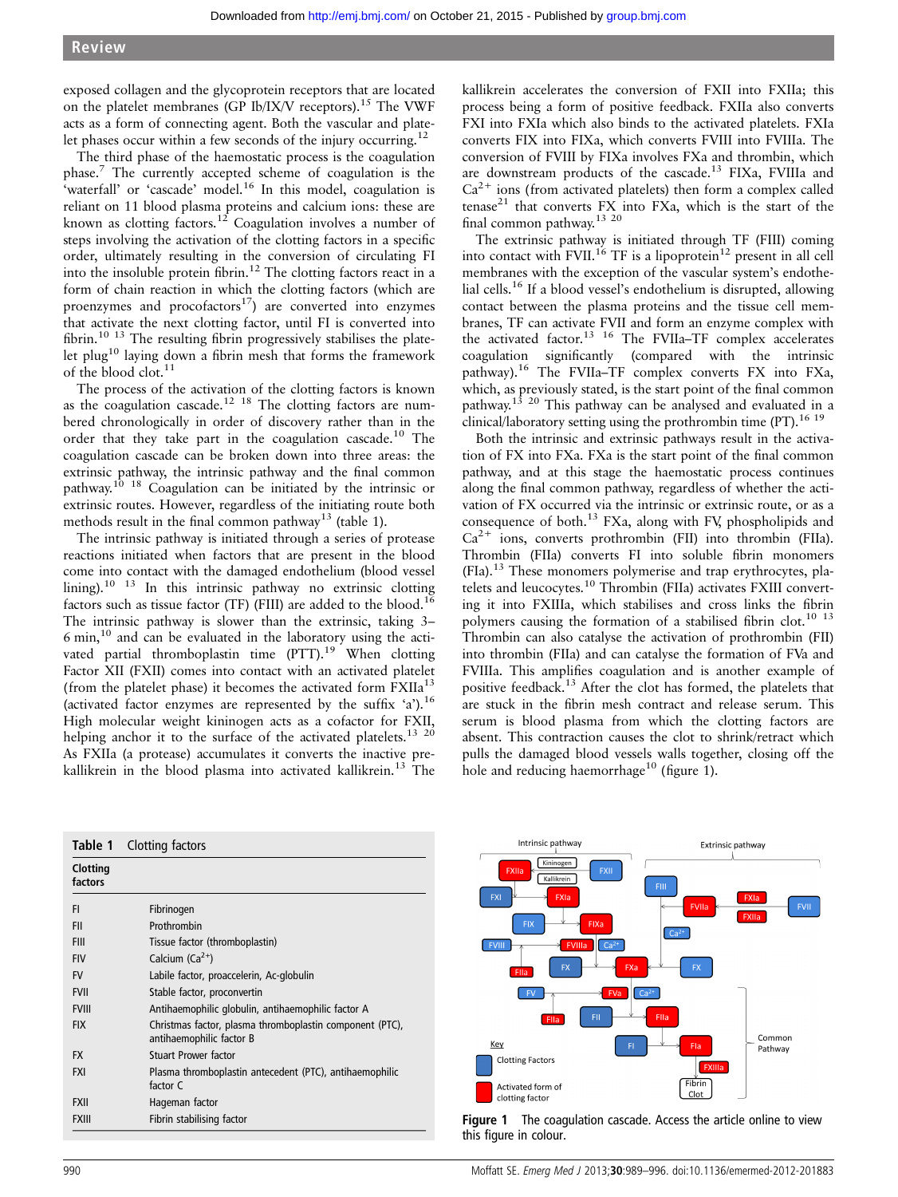exposed collagen and the glycoprotein receptors that are located on the platelet membranes (GP Ib/IX/V receptors).[15] The VWF acts as a form of connecting agent. Both the vascular and platelet phases occur within a few seconds of the injury occurring.[12]

The third phase of the haemostatic process is the coagulation phase.[7] The currently accepted scheme of coagulation is the 'waterfall' or 'cascade' model.[16] In this model, coagulation is reliant on 11 blood plasma proteins and calcium ions: these are known as clotting factors.[12] Coagulation involves a number of steps involving the activation of the clotting factors in a specific order, ultimately resulting in the conversion of circulating FI into the insoluble protein fibrin.[12] The clotting factors react in a form of chain reaction in which the clotting factors (which are proenzymes and procofactors[17]) are converted into enzymes that activate the next clotting factor, until FI is converted into fibrin.[10 13] The resulting fibrin progressively stabilises the platelet plug[10] laying down a fibrin mesh that forms the framework of the blood clot.[11]

The process of the activation of the clotting factors is known as the coagulation cascade.[12 18] The clotting factors are numbered chronologically in order of discovery rather than in the order that they take part in the coagulation cascade.[10] The coagulation cascade can be broken down into three areas: the extrinsic pathway, the intrinsic pathway and the final common pathway.[10 18] Coagulation can be initiated by the intrinsic or extrinsic routes. However, regardless of the initiating route both methods result in the final common pathway[13] (table 1).

The intrinsic pathway is initiated through a series of protease reactions initiated when factors that are present in the blood come into contact with the damaged endothelium (blood vessel lining).[10 13] In this intrinsic pathway no extrinsic clotting factors such as tissue factor (TF) (FIII) are added to the blood.[16] The intrinsic pathway is slower than the extrinsic, taking 3–6 min,[10] and can be evaluated in the laboratory using the activated partial thromboplastin time (PTT).[19] When clotting Factor XII (FXII) comes into contact with an activated platelet (from the platelet phase) it becomes the activated form FXIIa[13] (activated factor enzymes are represented by the suffix 'a').[16] High molecular weight kininogen acts as a cofactor for FXII, helping anchor it to the surface of the activated platelets.[13 20] As FXIIa (a protease) accumulates it converts the inactive prekallikrein in the blood plasma into activated kallikrein.[13] The kallikrein accelerates the conversion of FXII into FXIIa; this process being a form of positive feedback. FXIIa also converts FXI into FXIa which also binds to the activated platelets. FXIa converts FIX into FIXa, which converts FVIII into FVIIIa. The conversion of FVIII by FIXa involves FXa and thrombin, which are downstream products of the cascade.[13] FIXa, FVIIIa and $Ca^{2+}$ ions (from activated platelets) then form a complex called tenase[21] that converts FX into FXa, which is the start of the final common pathway.[13 20]

The extrinsic pathway is initiated through TF (FIII) coming into contact with FVII.[16] TF is a lipoprotein[12] present in all cell membranes with the exception of the vascular system's endothelial cells.[16] If a blood vessel's endothelium is disrupted, allowing contact between the plasma proteins and the tissue cell membranes, TF can activate FVII and form an enzyme complex with the activated factor.[13 16] The FVIIa–TF complex accelerates coagulation significantly (compared with the intrinsic pathway).[16] The FVIIa–TF complex converts FX into FXa, which, as previously stated, is the start point of the final common pathway.[13 20] This pathway can be analysed and evaluated in a clinical/laboratory setting using the prothrombin time (PT).[16 19]

Both the intrinsic and extrinsic pathways result in the activation of FX into FXa. FXa is the start point of the final common pathway, and at this stage the haemostatic process continues along the final common pathway, regardless of whether the activation of FX occurred via the intrinsic or extrinsic route, or as a consequence of both.[13] FXa, along with FV, phospholipids and $Ca^{2+}$ ions, converts prothrombin (FII) into thrombin (FIIa). Thrombin (FIIa) converts FI into soluble fibrin monomers (FIa).[13] These monomers polymerise and trap erythrocytes, platelets and leucocytes.[10] Thrombin (FIIa) activates FXIII converting it into FXIIIa, which stabilises and cross links the fibrin polymers causing the formation of a stabilised fibrin clot.[10 13] Thrombin can also catalyse the activation of prothrombin (FII) into thrombin (FIIa) and can catalyse the formation of FVa and FVIIIa. This amplifies coagulation and is another example of positive feedback.[13] After the clot has formed, the platelets that are stuck in the fibrin mesh contract and release serum. This serum is blood plasma from which the clotting factors are absent. This contraction causes the clot to shrink/retract which pulls the damaged blood vessels walls together, closing off the hole and reducing haemorrhage[10] (figure 1).

**Table 1** Clotting factors

| Clotting factors | |
|---|---|
| FI | Fibrinogen |
| FII | Prothrombin |
| FIII | Tissue factor (thromboplastin) |
| FIV | Calcium ($Ca^{2+}$) |
| FV | Labile factor, proaccelerin, Ac-globulin |
| FVII | Stable factor, proconvertin |
| FVIII | Antihaemophilic globulin, antihaemophilic factor A |
| FIX | Christmas factor, plasma thromboplastin component (PTC), antihaemophilic factor B |
| FX | Stuart Prower factor |
| FXI | Plasma thromboplastin antecedent (PTC), antihaemophilic factor C |
| FXII | Hageman factor |
| FXIII | Fibrin stabilising factor |

**Figure 1** The coagulation cascade. Access the article online to view this figure in colour.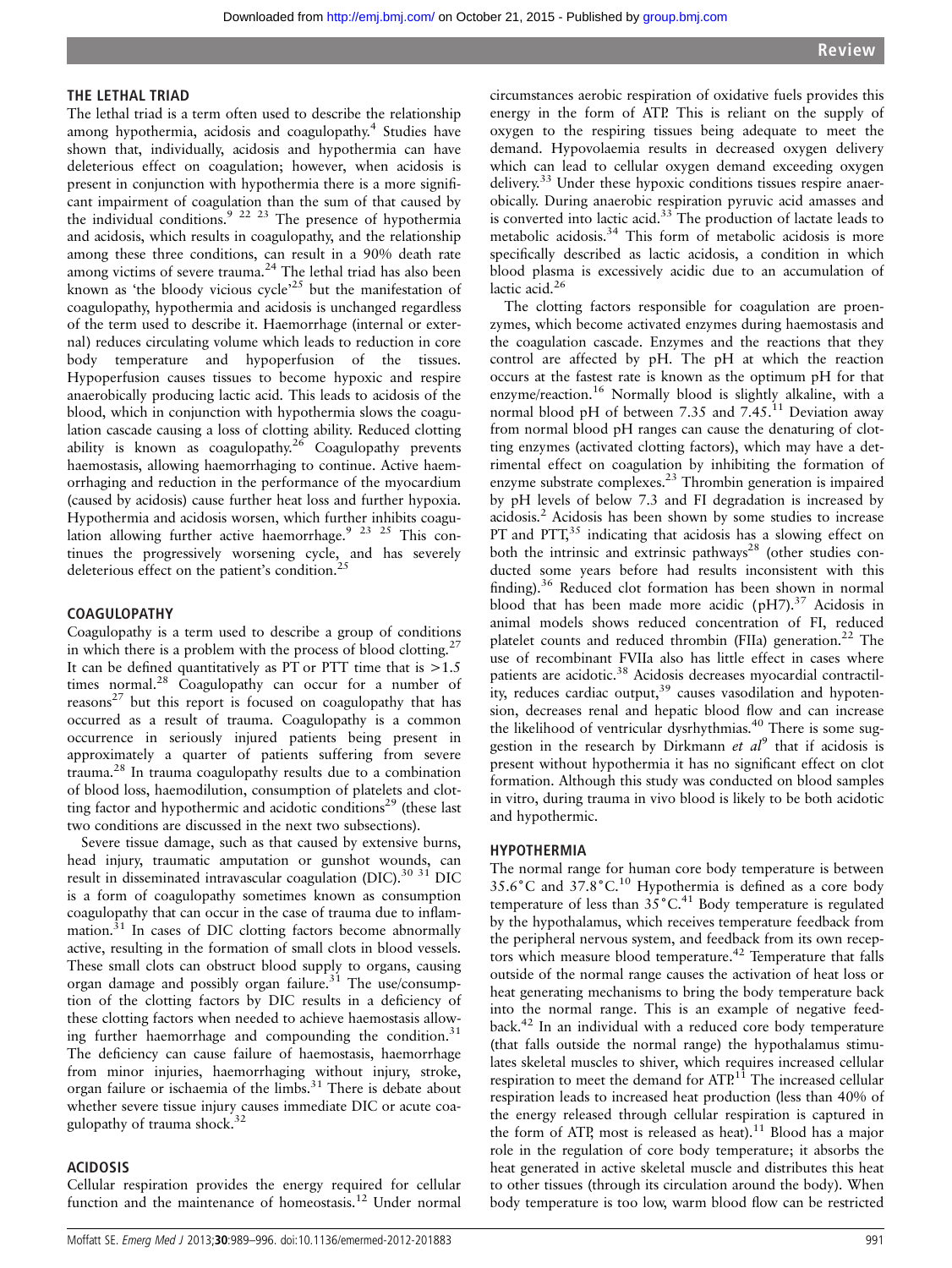## THE LETHAL TRIAD

The lethal triad is a term often used to describe the relationship among hypothermia, acidosis and coagulopathy.[4] Studies have shown that, individually, acidosis and hypothermia can have deleterious effect on coagulation; however, when acidosis is present in conjunction with hypothermia there is a more significant impairment of coagulation than the sum of that caused by the individual conditions.[9 22 23] The presence of hypothermia and acidosis, which results in coagulopathy, and the relationship among these three conditions, can result in a 90% death rate among victims of severe trauma.[24] The lethal triad has also been known as 'the bloody vicious cycle'[25] but the manifestation of coagulopathy, hypothermia and acidosis is unchanged regardless of the term used to describe it. Haemorrhage (internal or external) reduces circulating volume which leads to reduction in core body temperature and hypoperfusion of the tissues. Hypoperfusion causes tissues to become hypoxic and respire anaerobically producing lactic acid. This leads to acidosis of the blood, which in conjunction with hypothermia slows the coagulation cascade causing a loss of clotting ability. Reduced clotting ability is known as coagulopathy.[26] Coagulopathy prevents haemostasis, allowing haemorrhaging to continue. Active haemorrhaging and reduction in the performance of the myocardium (caused by acidosis) cause further heat loss and further hypoxia. Hypothermia and acidosis worsen, which further inhibits coagulation allowing further active haemorrhage.[9 23 25] This continues the progressively worsening cycle, and has severely deleterious effect on the patient's condition.[25]

## COAGULOPATHY

Coagulopathy is a term used to describe a group of conditions in which there is a problem with the process of blood clotting.[27] It can be defined quantitatively as PT or PTT time that is >1.5 times normal.[28] Coagulopathy can occur for a number of reasons[27] but this report is focused on coagulopathy that has occurred as a result of trauma. Coagulopathy is a common occurrence in seriously injured patients being present in approximately a quarter of patients suffering from severe trauma.[28] In trauma coagulopathy results due to a combination of blood loss, haemodilution, consumption of platelets and clotting factor and hypothermic and acidotic conditions[29] (these last two conditions are discussed in the next two subsections).

Severe tissue damage, such as that caused by extensive burns, head injury, traumatic amputation or gunshot wounds, can result in disseminated intravascular coagulation (DIC).[30 31] DIC is a form of coagulopathy sometimes known as consumption coagulopathy that can occur in the case of trauma due to inflammation.[31] In cases of DIC clotting factors become abnormally active, resulting in the formation of small clots in blood vessels. These small clots can obstruct blood supply to organs, causing organ damage and possibly organ failure.[31] The use/consumption of the clotting factors by DIC results in a deficiency of these clotting factors when needed to achieve haemostasis allowing further haemorrhage and compounding the condition.[31] The deficiency can cause failure of haemostasis, haemorrhage from minor injuries, haemorrhaging without injury, stroke, organ failure or ischaemia of the limbs.[31] There is debate about whether severe tissue injury causes immediate DIC or acute coagulopathy of trauma shock.[32]

## ACIDOSIS

Cellular respiration provides the energy required for cellular function and the maintenance of homeostasis.[12] Under normal circumstances aerobic respiration of oxidative fuels provides this energy in the form of ATP. This is reliant on the supply of oxygen to the respiring tissues being adequate to meet the demand. Hypovolaemia results in decreased oxygen delivery which can lead to cellular oxygen demand exceeding oxygen delivery.[33] Under these hypoxic conditions tissues respire anaerobically. During anaerobic respiration pyruvic acid amasses and is converted into lactic acid.[33] The production of lactate leads to metabolic acidosis.[34] This form of metabolic acidosis is more specifically described as lactic acidosis, a condition in which blood plasma is excessively acidic due to an accumulation of lactic acid.[26]

The clotting factors responsible for coagulation are proenzymes, which become activated enzymes during haemostasis and the coagulation cascade. Enzymes and the reactions that they control are affected by pH. The pH at which the reaction occurs at the fastest rate is known as the optimum pH for that enzyme/reaction.[16] Normally blood is slightly alkaline, with a normal blood pH of between 7.35 and 7.45.[11] Deviation away from normal blood pH ranges can cause the denaturing of clotting enzymes (activated clotting factors), which may have a detrimental effect on coagulation by inhibiting the formation of enzyme substrate complexes.[23] Thrombin generation is impaired by pH levels of below 7.3 and FI degradation is increased by acidosis.[2] Acidosis has been shown by some studies to increase PT and PTT,[35] indicating that acidosis has a slowing effect on both the intrinsic and extrinsic pathways[28] (other studies conducted some years before had results inconsistent with this finding).[36] Reduced clot formation has been shown in normal blood that has been made more acidic (pH7).[37] Acidosis in animal models shows reduced concentration of FI, reduced platelet counts and reduced thrombin (FIIa) generation.[22] The use of recombinant FVIIa also has little effect in cases where patients are acidotic.[38] Acidosis decreases myocardial contractility, reduces cardiac output,[39] causes vasodilation and hypotension, decreases renal and hepatic blood flow and can increase the likelihood of ventricular dysrhythmias.[40] There is some suggestion in the research by Dirkmann *et al*[9] that if acidosis is present without hypothermia it has no significant effect on clot formation. Although this study was conducted on blood samples in vitro, during trauma in vivo blood is likely to be both acidotic and hypothermic.

## HYPOTHERMIA

The normal range for human core body temperature is between 35.6°C and 37.8°C.[10] Hypothermia is defined as a core body temperature of less than 35°C.[41] Body temperature is regulated by the hypothalamus, which receives temperature feedback from the peripheral nervous system, and feedback from its own receptors which measure blood temperature.[42] Temperature that falls outside of the normal range causes the activation of heat loss or heat generating mechanisms to bring the body temperature back into the normal range. This is an example of negative feedback.[42] In an individual with a reduced core body temperature (that falls outside the normal range) the hypothalamus stimulates skeletal muscles to shiver, which requires increased cellular respiration to meet the demand for ATP.[11] The increased cellular respiration leads to increased heat production (less than 40% of the energy released through cellular respiration is captured in the form of ATP, most is released as heat).[11] Blood has a major role in the regulation of core body temperature; it absorbs the heat generated in active skeletal muscle and distributes this heat to other tissues (through its circulation around the body). When body temperature is too low, warm blood flow can be restricted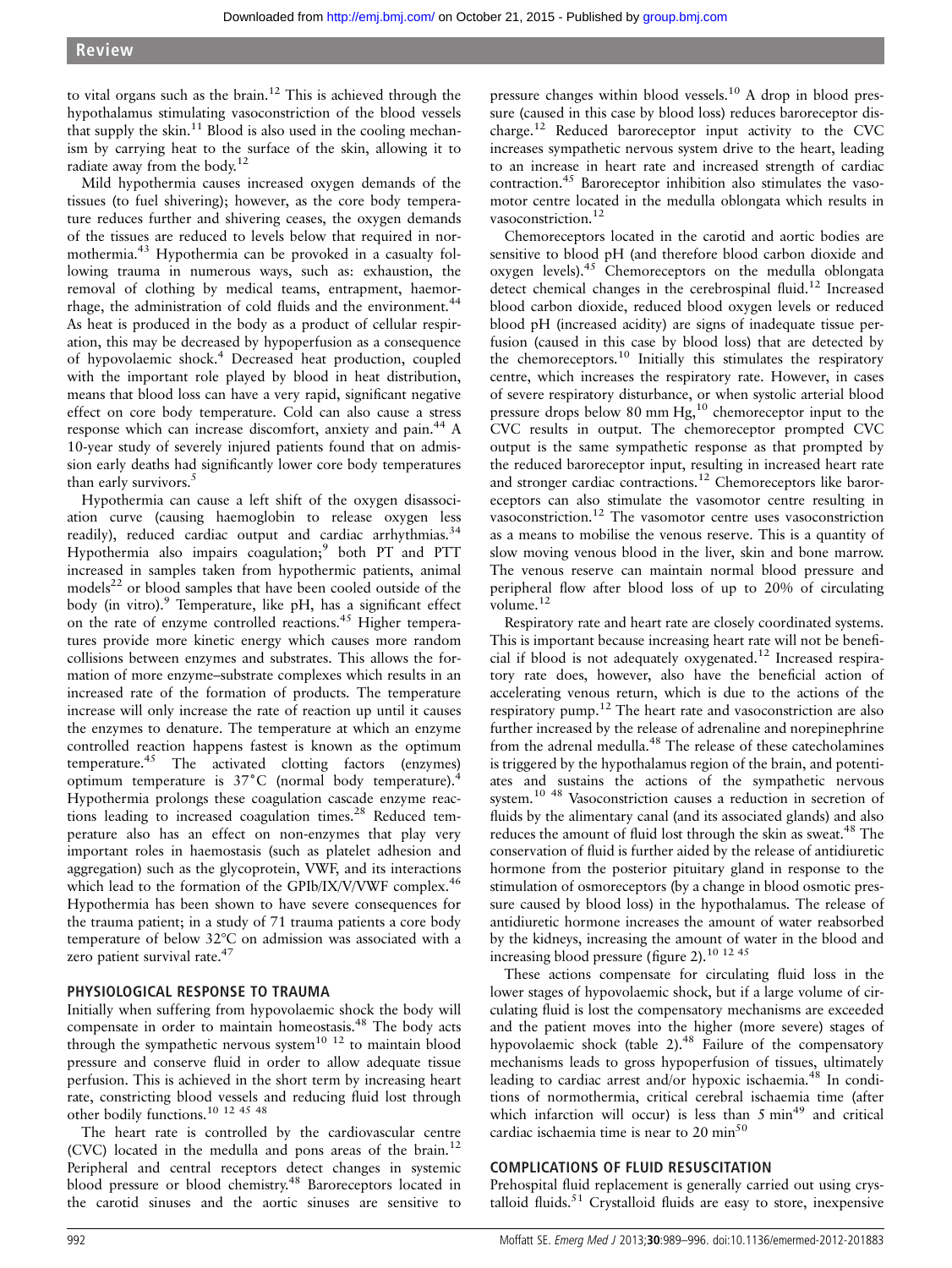to vital organs such as the brain.[12] This is achieved through the hypothalamus stimulating vasoconstriction of the blood vessels that supply the skin.[11] Blood is also used in the cooling mechanism by carrying heat to the surface of the skin, allowing it to radiate away from the body.[12]

Mild hypothermia causes increased oxygen demands of the tissues (to fuel shivering); however, as the core body temperature reduces further and shivering ceases, the oxygen demands of the tissues are reduced to levels below that required in normothermia.[43] Hypothermia can be provoked in a casualty following trauma in numerous ways, such as: exhaustion, the removal of clothing by medical teams, entrapment, haemorrhage, the administration of cold fluids and the environment.[44] As heat is produced in the body as a product of cellular respiration, this may be decreased by hypoperfusion as a consequence of hypovolaemic shock.[4] Decreased heat production, coupled with the important role played by blood in heat distribution, means that blood loss can have a very rapid, significant negative effect on core body temperature. Cold can also cause a stress response which can increase discomfort, anxiety and pain.[44] A 10-year study of severely injured patients found that on admission early deaths had significantly lower core body temperatures than early survivors.[5]

Hypothermia can cause a left shift of the oxygen disassociation curve (causing haemoglobin to release oxygen less readily), reduced cardiac output and cardiac arrhythmias.[34] Hypothermia also impairs coagulation;[9] both PT and PTT increased in samples taken from hypothermic patients, animal models[22] or blood samples that have been cooled outside of the body (in vitro).[9] Temperature, like pH, has a significant effect on the rate of enzyme controlled reactions.[45] Higher temperatures provide more kinetic energy which causes more random collisions between enzymes and substrates. This allows the formation of more enzyme–substrate complexes which results in an increased rate of the formation of products. The temperature increase will only increase the rate of reaction up until it causes the enzymes to denature. The temperature at which an enzyme controlled reaction happens fastest is known as the optimum temperature.[45] The activated clotting factors (enzymes) optimum temperature is 37°C (normal body temperature).[4] Hypothermia prolongs these coagulation cascade enzyme reactions leading to increased coagulation times.[28] Reduced temperature also has an effect on non-enzymes that play very important roles in haemostasis (such as platelet adhesion and aggregation) such as the glycoprotein, VWF, and its interactions which lead to the formation of the GPIb/IX/V/VWF complex.[46] Hypothermia has been shown to have severe consequences for the trauma patient; in a study of 71 trauma patients a core body temperature of below 32°C on admission was associated with a zero patient survival rate.[47]

## PHYSIOLOGICAL RESPONSE TO TRAUMA

Initially when suffering from hypovolaemic shock the body will compensate in order to maintain homeostasis.[48] The body acts through the sympathetic nervous system[10 12] to maintain blood pressure and conserve fluid in order to allow adequate tissue perfusion. This is achieved in the short term by increasing heart rate, constricting blood vessels and reducing fluid lost through other bodily functions.[10 12 45 48]

The heart rate is controlled by the cardiovascular centre (CVC) located in the medulla and pons areas of the brain.[12] Peripheral and central receptors detect changes in systemic blood pressure or blood chemistry.[48] Baroreceptors located in the carotid sinuses and the aortic sinuses are sensitive to pressure changes within blood vessels.[10] A drop in blood pressure (caused in this case by blood loss) reduces baroreceptor discharge.[12] Reduced baroreceptor input activity to the CVC increases sympathetic nervous system drive to the heart, leading to an increase in heart rate and increased strength of cardiac contraction.[45] Baroreceptor inhibition also stimulates the vasomotor centre located in the medulla oblongata which results in vasoconstriction.[12]

Chemoreceptors located in the carotid and aortic bodies are sensitive to blood pH (and therefore blood carbon dioxide and oxygen levels).[45] Chemoreceptors on the medulla oblongata detect chemical changes in the cerebrospinal fluid.[12] Increased blood carbon dioxide, reduced blood oxygen levels or reduced blood pH (increased acidity) are signs of inadequate tissue perfusion (caused in this case by blood loss) that are detected by the chemoreceptors.[10] Initially this stimulates the respiratory centre, which increases the respiratory rate. However, in cases of severe respiratory disturbance, or when systolic arterial blood pressure drops below 80 mm Hg,[10] chemoreceptor input to the CVC results in output. The chemoreceptor prompted CVC output is the same sympathetic response as that prompted by the reduced baroreceptor input, resulting in increased heart rate and stronger cardiac contractions.[12] Chemoreceptors like baroreceptors can also stimulate the vasomotor centre resulting in vasoconstriction.[12] The vasomotor centre uses vasoconstriction as a means to mobilise the venous reserve. This is a quantity of slow moving venous blood in the liver, skin and bone marrow. The venous reserve can maintain normal blood pressure and peripheral flow after blood loss of up to 20% of circulating volume.[12]

Respiratory rate and heart rate are closely coordinated systems. This is important because increasing heart rate will not be beneficial if blood is not adequately oxygenated.[12] Increased respiratory rate does, however, also have the beneficial action of accelerating venous return, which is due to the actions of the respiratory pump.[12] The heart rate and vasoconstriction are also further increased by the release of adrenaline and norepinephrine from the adrenal medulla.[48] The release of these catecholamines is triggered by the hypothalamus region of the brain, and potentiates and sustains the actions of the sympathetic nervous system.[10 48] Vasoconstriction causes a reduction in secretion of fluids by the alimentary canal (and its associated glands) and also reduces the amount of fluid lost through the skin as sweat.[48] The conservation of fluid is further aided by the release of antidiuretic hormone from the posterior pituitary gland in response to the stimulation of osmoreceptors (by a change in blood osmotic pressure caused by blood loss) in the hypothalamus. The release of antidiuretic hormone increases the amount of water reabsorbed by the kidneys, increasing the amount of water in the blood and increasing blood pressure (figure 2).[10 12 45]

These actions compensate for circulating fluid loss in the lower stages of hypovolaemic shock, but if a large volume of circulating fluid is lost the compensatory mechanisms are exceeded and the patient moves into the higher (more severe) stages of hypovolaemic shock (table 2).[48] Failure of the compensatory mechanisms leads to gross hypoperfusion of tissues, ultimately leading to cardiac arrest and/or hypoxic ischaemia.[48] In conditions of normothermia, critical cerebral ischaemia time (after which infarction will occur) is less than 5 min[49] and critical cardiac ischaemia time is near to 20 min[50]

## COMPLICATIONS OF FLUID RESUSCITATION

Prehospital fluid replacement is generally carried out using crystalloid fluids.[51] Crystalloid fluids are easy to store, inexpensive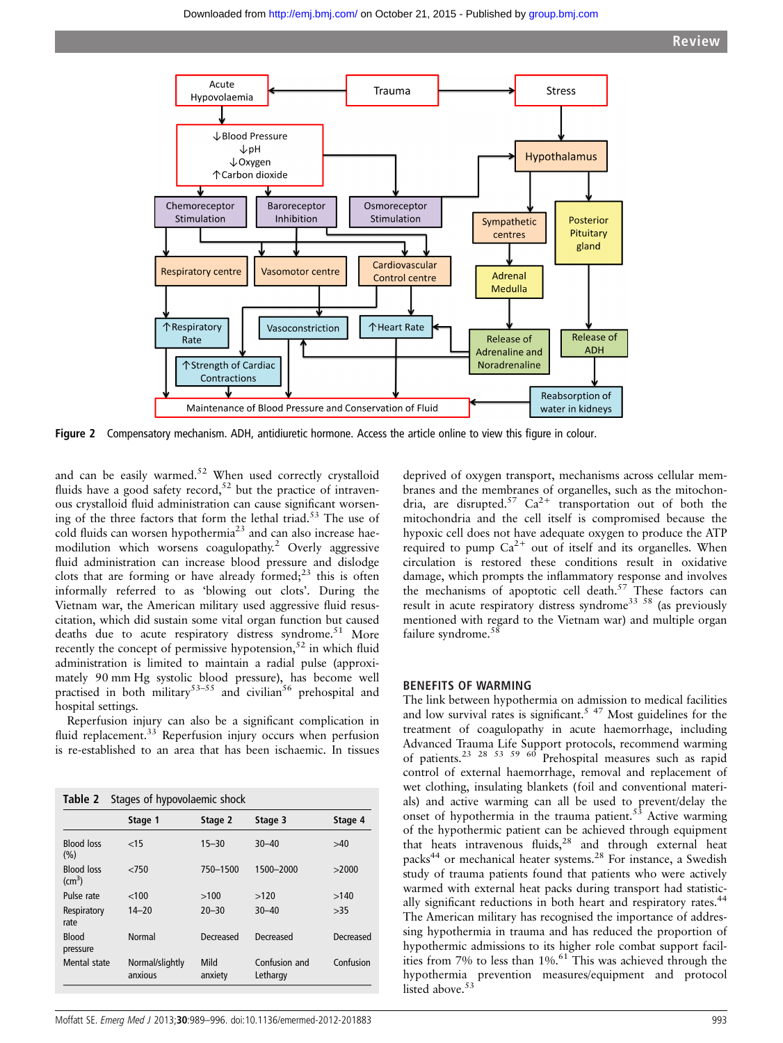Figure 2 Compensatory mechanism. ADH, antidiuretic hormone. Access the article online to view this figure in colour.

and can be easily warmed.[52] When used correctly crystalloid fluids have a good safety record,[52] but the practice of intravenous crystalloid fluid administration can cause significant worsening of the three factors that form the lethal triad.[53] The use of cold fluids can worsen hypothermia[23] and can also increase haemodilution which worsens coagulopathy.[2] Overly aggressive fluid administration can increase blood pressure and dislodge clots that are forming or have already formed;[23] this is often informally referred to as 'blowing out clots'. During the Vietnam war, the American military used aggressive fluid resuscitation, which did sustain some vital organ function but caused deaths due to acute respiratory distress syndrome.[51] More recently the concept of permissive hypotension,[52] in which fluid administration is limited to maintain a radial pulse (approximately 90 mm Hg systolic blood pressure), has become well practised in both military[53–55] and civilian[56] prehospital and hospital settings.

Reperfusion injury can also be a significant complication in fluid replacement.[33] Reperfusion injury occurs when perfusion is re-established to an area that has been ischaemic. In tissues deprived of oxygen transport, mechanisms across cellular membranes and the membranes of organelles, such as the mitochondria, are disrupted.[57] $Ca^{2+}$ transportation out of both the mitochondria and the cell itself is compromised because the hypoxic cell does not have adequate oxygen to produce the ATP required to pump $Ca^{2+}$ out of itself and its organelles. When circulation is restored these conditions result in oxidative damage, which prompts the inflammatory response and involves the mechanisms of apoptotic cell death.[57] These factors can result in acute respiratory distress syndrome[33 58] (as previously mentioned with regard to the Vietnam war) and multiple organ failure syndrome.[58]

**Table 2** Stages of hypovolaemic shock

| | Stage 1 | Stage 2 | Stage 3 | Stage 4 |
|---|---|---|---|---|
| Blood loss (%) | <15 | 15–30 | 30–40 | >40 |
| Blood loss (cm³) | <750 | 750–1500 | 1500–2000 | >2000 |
| Pulse rate | <100 | >100 | >120 | >140 |
| Respiratory rate | 14–20 | 20–30 | 30–40 | >35 |
| Blood pressure | Normal | Decreased | Decreased | Decreased |
| Mental state | Normal/slightly anxious | Mild anxiety | Confusion and Lethargy | Confusion |

## BENEFITS OF WARMING

The link between hypothermia on admission to medical facilities and low survival rates is significant.[5 47] Most guidelines for the treatment of coagulopathy in acute haemorrhage, including Advanced Trauma Life Support protocols, recommend warming of patients.[23 28 53 59 60] Prehospital measures such as rapid control of external haemorrhage, removal and replacement of wet clothing, insulating blankets (foil and conventional materials) and active warming can all be used to prevent/delay the onset of hypothermia in the trauma patient.[53] Active warming of the hypothermic patient can be achieved through equipment that heats intravenous fluids,[28] and through external heat packs[44] or mechanical heater systems.[28] For instance, a Swedish study of trauma patients found that patients who were actively warmed with external heat packs during transport had statistically significant reductions in both heart and respiratory rates.[44] The American military has recognised the importance of addressing hypothermia in trauma and has reduced the proportion of hypothermic admissions to its higher role combat support facilities from 7% to less than 1%.[61] This was achieved through the hypothermia prevention measures/equipment and protocol listed above.[53]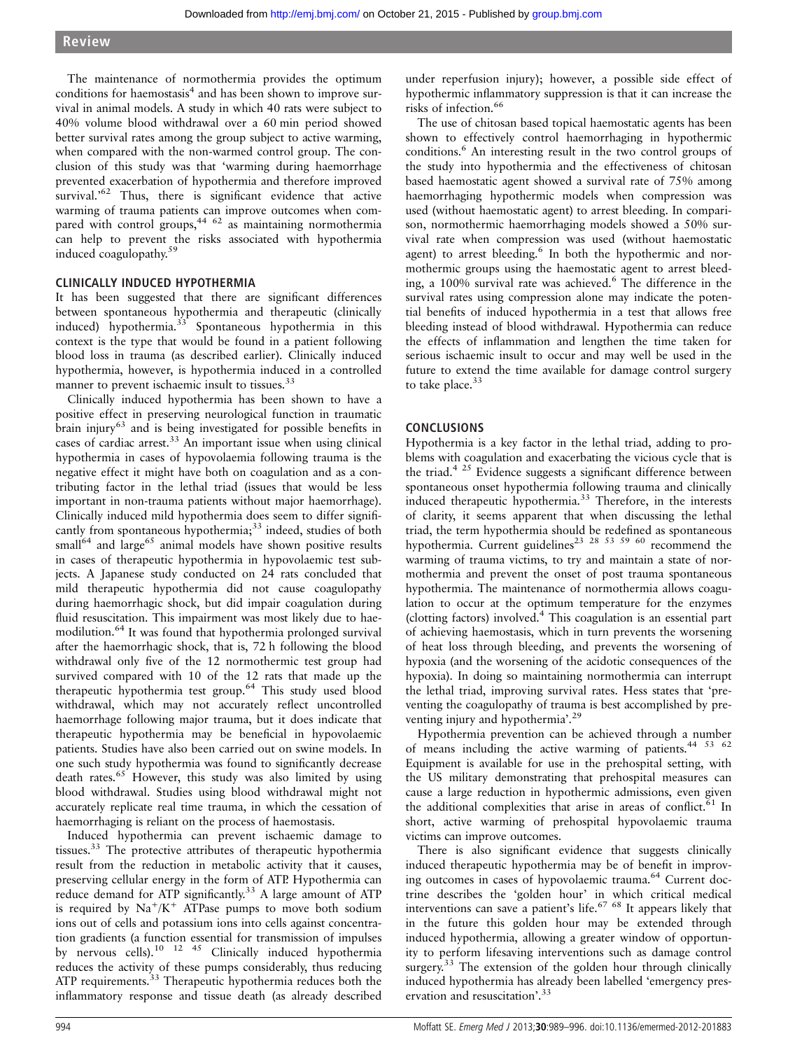The maintenance of normothermia provides the optimum conditions for haemostasis[4] and has been shown to improve survival in animal models. A study in which 40 rats were subject to 40% volume blood withdrawal over a 60 min period showed better survival rates among the group subject to active warming, when compared with the non-warmed control group. The conclusion of this study was that 'warming during haemorrhage prevented exacerbation of hypothermia and therefore improved survival.'[62] Thus, there is significant evidence that active warming of trauma patients can improve outcomes when compared with control groups,[44 62] as maintaining normothermia can help to prevent the risks associated with hypothermia induced coagulopathy.[59]

## CLINICALLY INDUCED HYPOTHERMIA

It has been suggested that there are significant differences between spontaneous hypothermia and therapeutic (clinically induced) hypothermia.[33] Spontaneous hypothermia in this context is the type that would be found in a patient following blood loss in trauma (as described earlier). Clinically induced hypothermia, however, is hypothermia induced in a controlled manner to prevent ischaemic insult to tissues.[33]

Clinically induced hypothermia has been shown to have a positive effect in preserving neurological function in traumatic brain injury[63] and is being investigated for possible benefits in cases of cardiac arrest.[33] An important issue when using clinical hypothermia in cases of hypovolaemia following trauma is the negative effect it might have both on coagulation and as a contributing factor in the lethal triad (issues that would be less important in non-trauma patients without major haemorrhage). Clinically induced mild hypothermia does seem to differ significantly from spontaneous hypothermia;[33] indeed, studies of both small[64] and large[65] animal models have shown positive results in cases of therapeutic hypothermia in hypovolaemic test subjects. A Japanese study conducted on 24 rats concluded that mild therapeutic hypothermia did not cause coagulopathy during haemorrhagic shock, but did impair coagulation during fluid resuscitation. This impairment was most likely due to haemodilution.[64] It was found that hypothermia prolonged survival after the haemorrhagic shock, that is, 72 h following the blood withdrawal only five of the 12 normothermic test group had survived compared with 10 of the 12 rats that made up the therapeutic hypothermia test group.[64] This study used blood withdrawal, which may not accurately reflect uncontrolled haemorrhage following major trauma, but it does indicate that therapeutic hypothermia may be beneficial in hypovolaemic patients. Studies have also been carried out on swine models. In one such study hypothermia was found to significantly decrease death rates.[65] However, this study was also limited by using blood withdrawal. Studies using blood withdrawal might not accurately replicate real time trauma, in which the cessation of haemorrhaging is reliant on the process of haemostasis.

Induced hypothermia can prevent ischaemic damage to tissues.[33] The protective attributes of therapeutic hypothermia result from the reduction in metabolic activity that it causes, preserving cellular energy in the form of ATP. Hypothermia can reduce demand for ATP significantly.[33] A large amount of ATP is required by $Na^+/K^+$ ATPase pumps to move both sodium ions out of cells and potassium ions into cells against concentration gradients (a function essential for transmission of impulses by nervous cells).[10 12 45] Clinically induced hypothermia reduces the activity of these pumps considerably, thus reducing ATP requirements.[33] Therapeutic hypothermia reduces both the inflammatory response and tissue death (as already described under reperfusion injury); however, a possible side effect of hypothermic inflammatory suppression is that it can increase the risks of infection.[66]

The use of chitosan based topical haemostatic agents has been shown to effectively control haemorrhaging in hypothermic conditions.[6] An interesting result in the two control groups of the study into hypothermia and the effectiveness of chitosan based haemostatic agent showed a survival rate of 75% among haemorrhaging hypothermic models when compression was used (without haemostatic agent) to arrest bleeding. In comparison, normothermic haemorrhaging models showed a 50% survival rate when compression was used (without haemostatic agent) to arrest bleeding.[6] In both the hypothermic and normothermic groups using the haemostatic agent to arrest bleeding, a 100% survival rate was achieved.[6] The difference in the survival rates using compression alone may indicate the potential benefits of induced hypothermia in a test that allows free bleeding instead of blood withdrawal. Hypothermia can reduce the effects of inflammation and lengthen the time taken for serious ischaemic insult to occur and may well be used in the future to extend the time available for damage control surgery to take place.[33]

## CONCLUSIONS

Hypothermia is a key factor in the lethal triad, adding to problems with coagulation and exacerbating the vicious cycle that is the triad.[4 25] Evidence suggests a significant difference between spontaneous onset hypothermia following trauma and clinically induced therapeutic hypothermia.[33] Therefore, in the interests of clarity, it seems apparent that when discussing the lethal triad, the term hypothermia should be redefined as spontaneous hypothermia. Current guidelines[23 28 53 59 60] recommend the warming of trauma victims, to try and maintain a state of normothermia and prevent the onset of post trauma spontaneous hypothermia. The maintenance of normothermia allows coagulation to occur at the optimum temperature for the enzymes (clotting factors) involved.[4] This coagulation is an essential part of achieving haemostasis, which in turn prevents the worsening of heat loss through bleeding, and prevents the worsening of hypoxia (and the worsening of the acidotic consequences of the hypoxia). In doing so maintaining normothermia can interrupt the lethal triad, improving survival rates. Hess states that 'preventing the coagulopathy of trauma is best accomplished by preventing injury and hypothermia'.[29]

Hypothermia prevention can be achieved through a number of means including the active warming of patients.[44 53 62] Equipment is available for use in the prehospital setting, with the US military demonstrating that prehospital measures can cause a large reduction in hypothermic admissions, even given the additional complexities that arise in areas of conflict.[61] In short, active warming of prehospital hypovolaemic trauma victims can improve outcomes.

There is also significant evidence that suggests clinically induced therapeutic hypothermia may be of benefit in improving outcomes in cases of hypovolaemic trauma.[64] Current doctrine describes the 'golden hour' in which critical medical interventions can save a patient's life.[67 68] It appears likely that in the future this golden hour may be extended through induced hypothermia, allowing a greater window of opportunity to perform lifesaving interventions such as damage control surgery.[33] The extension of the golden hour through clinically induced hypothermia has already been labelled 'emergency preservation and resuscitation'.[33]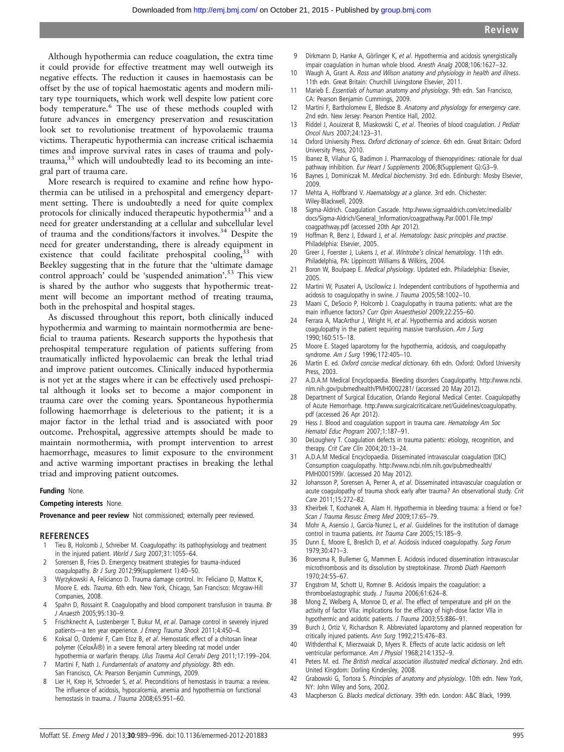Although hypothermia can reduce coagulation, the extra time it could provide for effective treatment may well outweigh its negative effects. The reduction it causes in haemostasis can be offset by the use of topical haemostatic agents and modern military type tourniquets, which work well despite low patient core body temperature.[6] The use of these methods coupled with future advances in emergency preservation and resuscitation look set to revolutionise treatment of hypovolaemic trauma victims. Therapeutic hypothermia can increase critical ischaemia times and improve survival rates in cases of trauma and polytrauma,[33] which will undoubtedly lead to its becoming an integral part of trauma care.

More research is required to examine and refine how hypothermia can be utilised in a prehospital and emergency department setting. There is undoubtedly a need for quite complex protocols for clinically induced therapeutic hypothermia[33] and a need for greater understanding at a cellular and subcellular level of trauma and the conditions/factors it involves.[34] Despite the need for greater understanding, there is already equipment in existence that could facilitate prehospital cooling,[33] with Beekley suggesting that in the future that the 'ultimate damage control approach' could be 'suspended animation'.[53] This view is shared by the author who suggests that hypothermic treatment will become an important method of treating trauma, both in the prehospital and hospital stages.

As discussed throughout this report, both clinically induced hypothermia and warming to maintain normothermia are beneficial to trauma patients. Research supports the hypothesis that prehospital temperature regulation of patients suffering from traumatically inflicted hypovolaemic can break the lethal triad and improve patient outcomes. Clinically induced hypothermia is not yet at the stages where it can be effectively used prehospital although it looks set to become a major component in trauma care over the coming years. Spontaneous hypothermia following haemorrhage is deleterious to the patient; it is a major factor in the lethal triad and is associated with poor outcome. Prehospital, aggressive attempts should be made to maintain normothermia, with prompt intervention to arrest haemorrhage, measures to limit exposure to the environment and active warming important practises in breaking the lethal triad and improving patient outcomes.

**Funding** None.

**Competing interests** None.

**Provenance and peer review** Not commissioned; externally peer reviewed.

## REFERENCES

1. Tieu B, Holcomb J, Schreiber M. Coagulopathy: its pathophysiology and treatment in the injured patient. *World J Surg* 2007;31:1055–64.
2. Sorensen B, Fries D. Emergency treatment strategies for trauma-induced coagulopathy. *Br J Surg* 2012;99(supplement 1):40–50.
3. Wyrzykowski A, Felicianco D. Trauma damage control. In: Feliciano D, Mattox K, Moore E. eds. *Trauma*. 6th edn. New York, Chicago, San Francisco: Mcgraw-Hill Companies, 2008.
4. Spahn D, Rossaint R. Coagulopathy and blood component transfusion in trauma. *Br J Anaesth* 2005;95:130–9.
5. Frischknecht A, Lustenberger T, Bukur M, *et al*. Damage control in severely injured patients—a ten year experience. *J Emerg Trauma Shock* 2011;4:450–4.
6. Koksal O, Ozdemir F, Cam Etoz B, *et al*. Hemostatic effect of a chitosan linear polymer (CeloxÂ®) in a severe femoral artery bleeding rat model under hypothermia or warfarin therapy. *Ulus Travma Acil Cerrahi Derg* 2011;17:199–204.
7. Martini F, Nath J. *Fundamentals of anatomy and physiology*. 8th edn. San Francisco, CA: Pearson Benjamin Cummings, 2009.
8. Lier H, Krep H, Schroeder S, *et al*. Preconditions of hemostasis in trauma: a review. The influence of acidosis, hypocalcemia, anemia and hypothermia on functional hemostasis in trauma. *J Trauma* 2008;65:951–60.
9. Dirkmann D, Hanke A, Görlinger K, *et al*. Hypothermia and acidosis synergistically impair coagulation in human whole blood. *Anesth Analg* 2008;106:1627–32.
10. Waugh A, Grant A. *Ross and Wilson anatomy and physiology in health and illness*. 11th edn. Great Britain: Churchill Livingstone Elsevier, 2011.
11. Marieb E. *Essentials of human anatomy and physiology*. 9th edn. San Francisco, CA: Pearson Benjamin Cummings, 2009.
12. Martini F, Bartholomew E, Bledsoe B. *Anatomy and physiology for emergency care*. 2nd edn. New Jersey: Pearson Prentice Hall, 2002.
13. Riddel J, Aouizerat B, Miaskowski C, *et al*. Theories of blood coagulation. *J Pediatr Oncol Nurs* 2007;24:123–31.
14. Oxford University Press. *Oxford dictionary of science*. 6th edn. Great Britain: Oxford University Press, 2010.
15. Ibanez B, Vilahur G, Badimon J. Pharmacology of thienopyridines: rationale for dual pathway inhibition. *Eur Heart J Supplements* 2006;8(Supplement G):G3–9.
16. Baynes J, Dominiczak M. *Medical biochemistry*. 3rd edn. Edinburgh: Mosby Elsevier, 2009.
17. Mehta A, Hoffbrand V. *Haematology at a glance*. 3rd edn. Chichester: Wiley-Blackwell, 2009.
18. Sigma-Aldrich. Coagulation Cascade. http://www.sigmaaldrich.com/etc/medialib/docs/Sigma-Aldrich/General_Information/coagpathway.Par.0001.File.tmp/coagpathway.pdf (accessed 20th Apr 2012).
19. Hoffman R, Benz J, Edward J, *et al*. *Hematology: basic principles and practise*. Philadelphia: Elsevier, 2005.
20. Greer J, Foerster J, Lukens J, *et al*. *Wintrobe's clinical hematology*. 11th edn. Philadelphia, PA: Lippincott Williams & Wilkins, 2004.
21. Boron W, Boulpaep E. *Medical physiology*. Updated edn. Philadelphia: Elsevier, 2005.
22. Martini W, Pusateri A, Uscilowicz J. Independent contributions of hypothermia and acidosis to coagulopathy in swine. *J Trauma* 2005;58:1002–10.
23. Maani C, DeSocio P, Holcomb J. Coagulopathy in trauma patients: what are the main influence factors? *Curr Opin Anaesthesiol* 2009;22:255–60.
24. Ferrara A, MacArthur J, Wright H, *et al*. Hypothermia and acidosis worsen coagulopathy in the patient requiring massive transfusion. *Am J Surg* 1990;160:515–18.
25. Moore E. Staged laparotomy for the hypothermia, acidosis, and coagulopathy syndrome. *Am J Surg* 1996;172:405–10.
26. Martin E. ed. *Oxford concise medical dictionary*. 6th edn. Oxford: Oxford University Press, 2003.
27. A.D.A.M Medical Encyclopaedia. Bleeding disorders Coagulopathy. http://www.ncbi.nlm.nih.gov/pubmedhealth/PMH0002281/ (accessed 20 May 2012).
28. Department of Surgical Education, Orlando Regional Medical Center. Coagulopathy of Acute Hemorrhage. http://www.surgicalcriticalcare.net/Guidelines/coagulopathy.pdf (accessed 26 Apr 2012).
29. Hess J. Blood and coagulation support in trauma care. *Hematology Am Soc Hematol Educ Program* 2007;1:187–91.
30. DeLoughery T. Coagulation defects in trauma patients: etiology, recognition, and therapy. *Crit Care Clin* 2004;20:13–24.
31. A.D.A.M Medical Encyclopaedia. Disseminated intravascular coagulation (DIC) Consumption coagulopathy. http://www.ncbi.nlm.nih.gov/pubmedhealth/PMH0001599/. (accessed 20 May 2012).
32. Johansson P, Sorensen A, Perner A, *et al*. Disseminated intravascular coagulation or acute coagulopathy of trauma shock early after trauma? An observational study. *Crit Care* 2011;15:272–82.
33. Kheirbek T, Kochanek A, Alam H. Hypothermia in bleeding trauma: a friend or foe? *Scan J Trauma Resusc Emerg Med* 2009;17:65–79.
34. Mohr A, Asensio J, Garcia-Nunez L, *et al*. Guidelines for the institution of damage control in trauma patients. *Int Trauma Care* 2005;15:185–9.
35. Dunn E, Moore E, Breslich D, *et al*. Acidosis induced coagulopathy. *Surg Forum* 1979;30:471–3.
36. Broersma R, Bullemer G, Mammen E. Acidosis induced dissemination intravascular microthrombosis and its dissolution by streptokinase. *Thromb Diath Haemorrh* 1970;24:55–67.
37. Engstrom M, Schott U, Romner B. Acidosis impairs the coagulation: a thromboelastographic study. *J Trauma* 2006;61:624–8.
38. Mong Z, Welberg A, Monroe D, *et al*. The effect of temperature and pH on the activity of factor VIIa: implications for the efficacy of high-dose factor VIIa in hypothermic and acidotic patients. *J Trauma* 2003;55:886–91.
39. Burch J, Ortiz V, Richardson R. Abbreviated laparotomy and planned reoperation for critically injured patients. *Ann Surg* 1992;215:476–83.
40. Withdenthal K, Mierzwaiak D, Myers R. Effects of acute lactic acidosis on left ventricular performance. *Am J Physiol* 1968;214:1352–9.
41. Peters M. ed. *The British medical association illustrated medical dictionary*. 2nd edn. United Kingdom: Dorling Kindersley, 2008.
42. Grabowski G, Tortora S. *Principles of anatomy and physiology*. 10th edn. New York, NY: John Wiley and Sons, 2002.
43. Macpherson G. *Blacks medical dictionary*. 39th edn. London: A&C Black, 1999.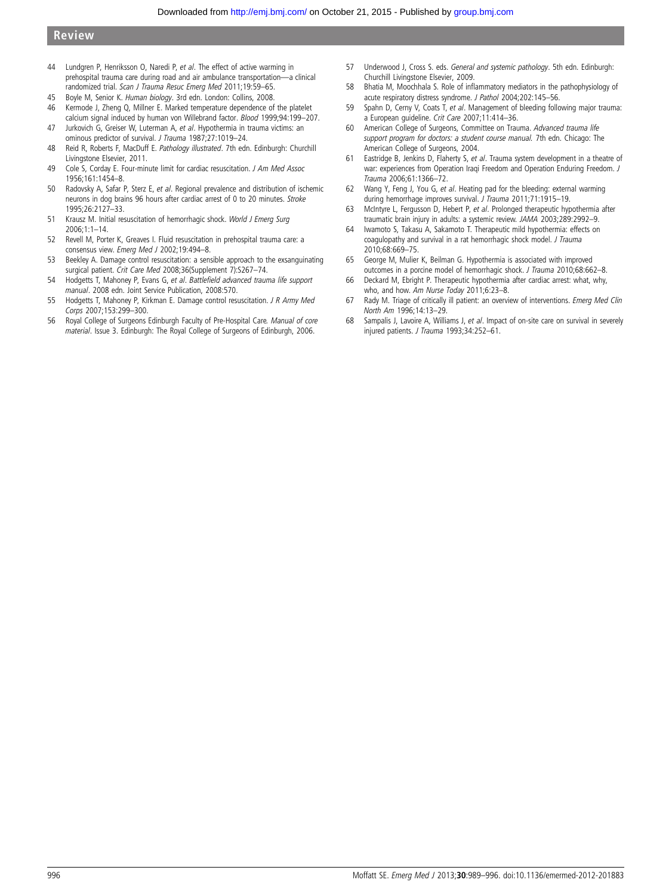44 Lundgren P, Henriksson O, Naredi P, *et al*. The effect of active warming in prehospital trauma care during road and air ambulance transportation—a clinical randomized trial. *Scan J Trauma Resuc Emerg Med* 2011;19:59–65.
45 Boyle M, Senior K. *Human biology*. 3rd edn. London: Collins, 2008.
46 Kermode J, Zheng Q, Millner E. Marked temperature dependence of the platelet calcium signal induced by human von Willebrand factor. *Blood* 1999;94:199–207.
47 Jurkovich G, Greiser W, Luterman A, *et al*. Hypothermia in trauma victims: an ominous predictor of survival. *J Trauma* 1987;27:1019–24.
48 Reid R, Roberts F, MacDuff E. *Pathology illustrated*. 7th edn. Edinburgh: Churchill Livingstone Elsevier, 2011.
49 Cole S, Corday E. Four-minute limit for cardiac resuscitation. *J Am Med Assoc* 1956;161:1454–8.
50 Radovsky A, Safar P, Sterz E, *et al*. Regional prevalence and distribution of ischemic neurons in dog brains 96 hours after cardiac arrest of 0 to 20 minutes. *Stroke* 1995;26:2127–33.
51 Krausz M. Initial resuscitation of hemorrhagic shock. *World J Emerg Surg* 2006;1:1–14.
52 Revell M, Porter K, Greaves I. Fluid resuscitation in prehospital trauma care: a consensus view. *Emerg Med J* 2002;19:494–8.
53 Beekley A. Damage control resuscitation: a sensible approach to the exsanguinating surgical patient. *Crit Care Med* 2008;36(Supplement 7):S267–74.
54 Hodgetts T, Mahoney P, Evans G, *et al*. *Battlefield advanced trauma life support manual*. 2008 edn. Joint Service Publication, 2008:570.
55 Hodgetts T, Mahoney P, Kirkman E. Damage control resuscitation. *J R Army Med Corps* 2007;153:299–300.
56 Royal College of Surgeons Edinburgh Faculty of Pre-Hospital Care. *Manual of core material*. Issue 3. Edinburgh: The Royal College of Surgeons of Edinburgh, 2006.
57 Underwood J, Cross S. eds. *General and systemic pathology*. 5th edn. Edinburgh: Churchill Livingstone Elsevier, 2009.
58 Bhatia M, Moochhala S. Role of inflammatory mediators in the pathophysiology of acute respiratory distress syndrome. *J Pathol* 2004;202:145–56.
59 Spahn D, Cerny V, Coats T, *et al*. Management of bleeding following major trauma: a European guideline. *Crit Care* 2007;11:414–36.
60 American College of Surgeons, Committee on Trauma. *Advanced trauma life support program for doctors: a student course manual.* 7th edn. Chicago: The American College of Surgeons, 2004.
61 Eastridge B, Jenkins D, Flaherty S, *et al*. Trauma system development in a theatre of war: experiences from Operation Iraqi Freedom and Operation Enduring Freedom. *J Trauma* 2006;61:1366–72.
62 Wang Y, Feng J, You G, *et al*. Heating pad for the bleeding: external warming during hemorrhage improves survival. *J Trauma* 2011;71:1915–19.
63 McIntyre L, Fergusson D, Hebert P, *et al*. Prolonged therapeutic hypothermia after traumatic brain injury in adults: a systemic review. *JAMA* 2003;289:2992–9.
64 Iwamoto S, Takasu A, Sakamoto T. Therapeutic mild hypothermia: effects on coagulopathy and survival in a rat hemorrhagic shock model. *J Trauma* 2010;68:669–75.
65 George M, Mulier K, Beilman G. Hypothermia is associated with improved outcomes in a porcine model of hemorrhagic shock. *J Trauma* 2010;68:662–8.
66 Deckard M, Ebright P. Therapeutic hypothermia after cardiac arrest: what, why, who, and how. *Am Nurse Today* 2011;6:23–8.
67 Rady M. Triage of critically ill patient: an overview of interventions. *Emerg Med Clin North Am* 1996;14:13–29.
68 Sampalis J, Lavoire A, Williams J, *et al*. Impact of on-site care on survival in severely injured patients. *J Trauma* 1993;34:252–61.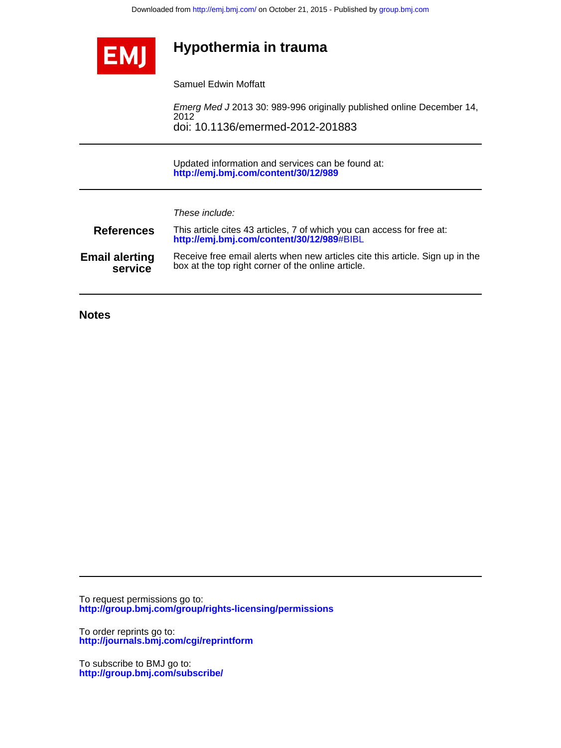Downloaded from http://emj.bmj.com/ on October 21, 2015 - Published by group.bmj.com

EMJ

# Hypothermia in trauma

Samuel Edwin Moffatt

*Emerg Med J* 2013 30: 989-996 originally published online December 14, 2012
doi: 10.1136/emermed-2012-201883

Updated information and services can be found at:
**http://emj.bmj.com/content/30/12/989**

*These include:*

**References**

This article cites 43 articles, 7 of which you can access for free at:
**http://emj.bmj.com/content/30/12/989**#BIBL

**Email alerting service**

Receive free email alerts when new articles cite this article. Sign up in the box at the top right corner of the online article.

## Notes

To request permissions go to:
**http://group.bmj.com/group/rights-licensing/permissions**

To order reprints go to:
**http://journals.bmj.com/cgi/reprintform**

To subscribe to BMJ go to:
**http://group.bmj.com/subscribe/**